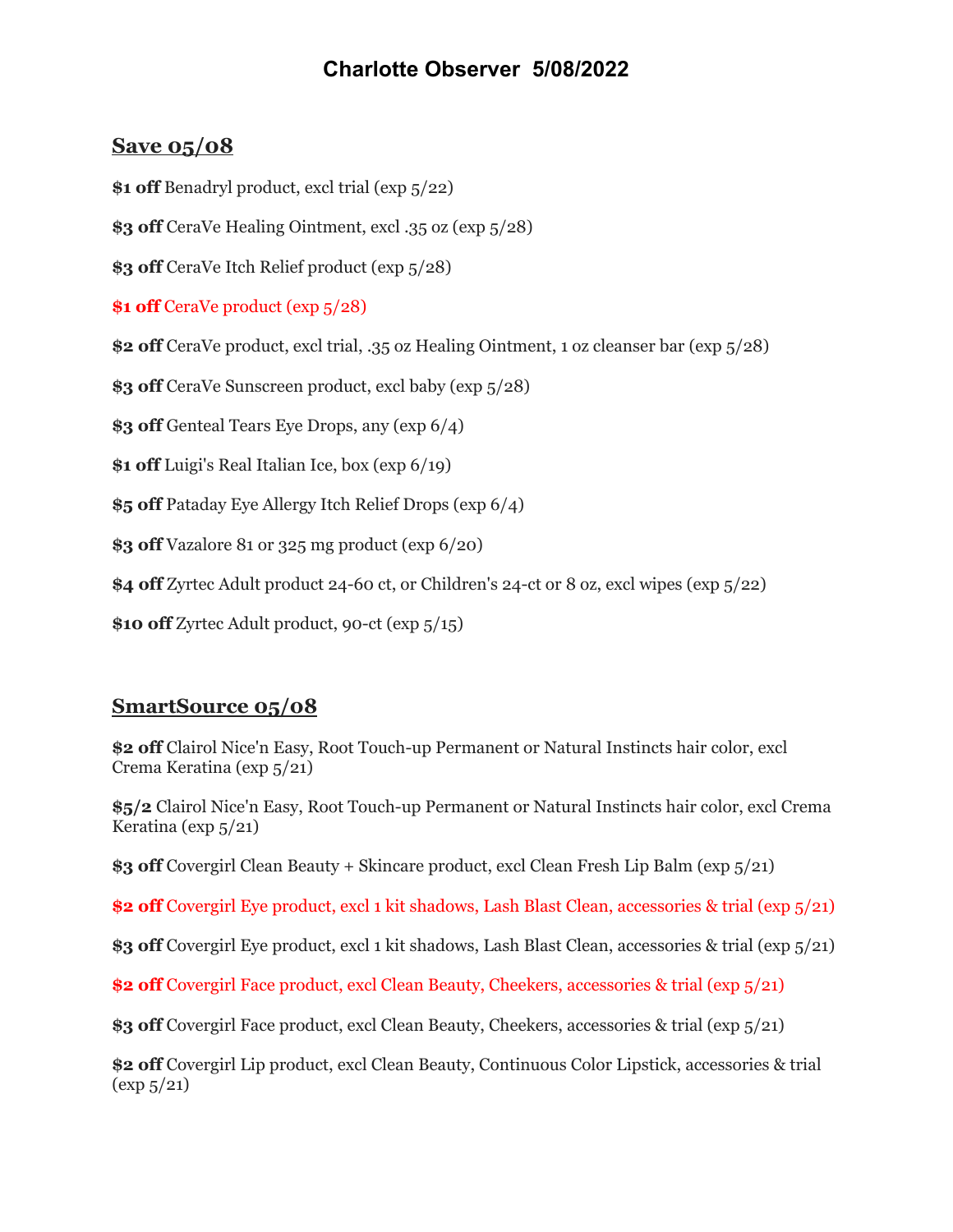# Charlotte Observer 5/08/2022

## Save 05/08

**$1 off** Benadryl product, excl trial (exp 5/22)

**$3 off** CeraVe Healing Ointment, excl .35 oz (exp 5/28)

**$3 off** CeraVe Itch Relief product (exp 5/28)

**$1 off** CeraVe product (exp 5/28)

**$2 off** CeraVe product, excl trial, .35 oz Healing Ointment, 1 oz cleanser bar (exp 5/28)

**$3 off** CeraVe Sunscreen product, excl baby (exp 5/28)

**$3 off** Genteal Tears Eye Drops, any (exp 6/4)

**$1 off** Luigi's Real Italian Ice, box (exp 6/19)

**$5 off** Pataday Eye Allergy Itch Relief Drops (exp 6/4)

**$3 off** Vazalore 81 or 325 mg product (exp 6/20)

**$4 off** Zyrtec Adult product 24-60 ct, or Children's 24-ct or 8 oz, excl wipes (exp 5/22)

**$10 off** Zyrtec Adult product, 90-ct (exp 5/15)

## SmartSource 05/08

**$2 off** Clairol Nice'n Easy, Root Touch-up Permanent or Natural Instincts hair color, excl Crema Keratina (exp 5/21)

**$5/2** Clairol Nice'n Easy, Root Touch-up Permanent or Natural Instincts hair color, excl Crema Keratina (exp 5/21)

**$3 off** Covergirl Clean Beauty + Skincare product, excl Clean Fresh Lip Balm (exp 5/21)

**$2 off** Covergirl Eye product, excl 1 kit shadows, Lash Blast Clean, accessories & trial (exp 5/21)

**$3 off** Covergirl Eye product, excl 1 kit shadows, Lash Blast Clean, accessories & trial (exp 5/21)

**$2 off** Covergirl Face product, excl Clean Beauty, Cheekers, accessories & trial (exp 5/21)

**$3 off** Covergirl Face product, excl Clean Beauty, Cheekers, accessories & trial (exp 5/21)

**$2 off** Covergirl Lip product, excl Clean Beauty, Continuous Color Lipstick, accessories & trial (exp 5/21)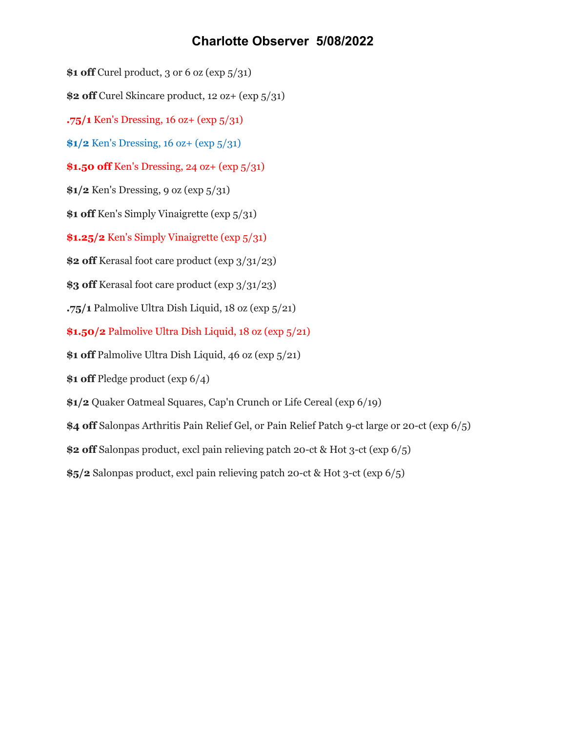# Charlotte Observer 5/08/2022

**$1 off** Curel product, 3 or 6 oz (exp 5/31)

**$2 off** Curel Skincare product, 12 oz+ (exp 5/31)

**.75/1** Ken's Dressing, 16 oz+ (exp 5/31)

**$1/2** Ken's Dressing, 16 oz+ (exp 5/31)

**$1.50 off** Ken's Dressing, 24 oz+ (exp 5/31)

**$1/2** Ken's Dressing, 9 oz (exp 5/31)

**$1 off** Ken's Simply Vinaigrette (exp 5/31)

**$1.25/2** Ken's Simply Vinaigrette (exp 5/31)

**$2 off** Kerasal foot care product (exp 3/31/23)

**$3 off** Kerasal foot care product (exp 3/31/23)

**.75/1** Palmolive Ultra Dish Liquid, 18 oz (exp 5/21)

**$1.50/2** Palmolive Ultra Dish Liquid, 18 oz (exp 5/21)

**$1 off** Palmolive Ultra Dish Liquid, 46 oz (exp 5/21)

**$1 off** Pledge product (exp 6/4)

**$1/2** Quaker Oatmeal Squares, Cap'n Crunch or Life Cereal (exp 6/19)

**$4 off** Salonpas Arthritis Pain Relief Gel, or Pain Relief Patch 9-ct large or 20-ct (exp 6/5)

**$2 off** Salonpas product, excl pain relieving patch 20-ct & Hot 3-ct (exp 6/5)

**$5/2** Salonpas product, excl pain relieving patch 20-ct & Hot 3-ct (exp 6/5)